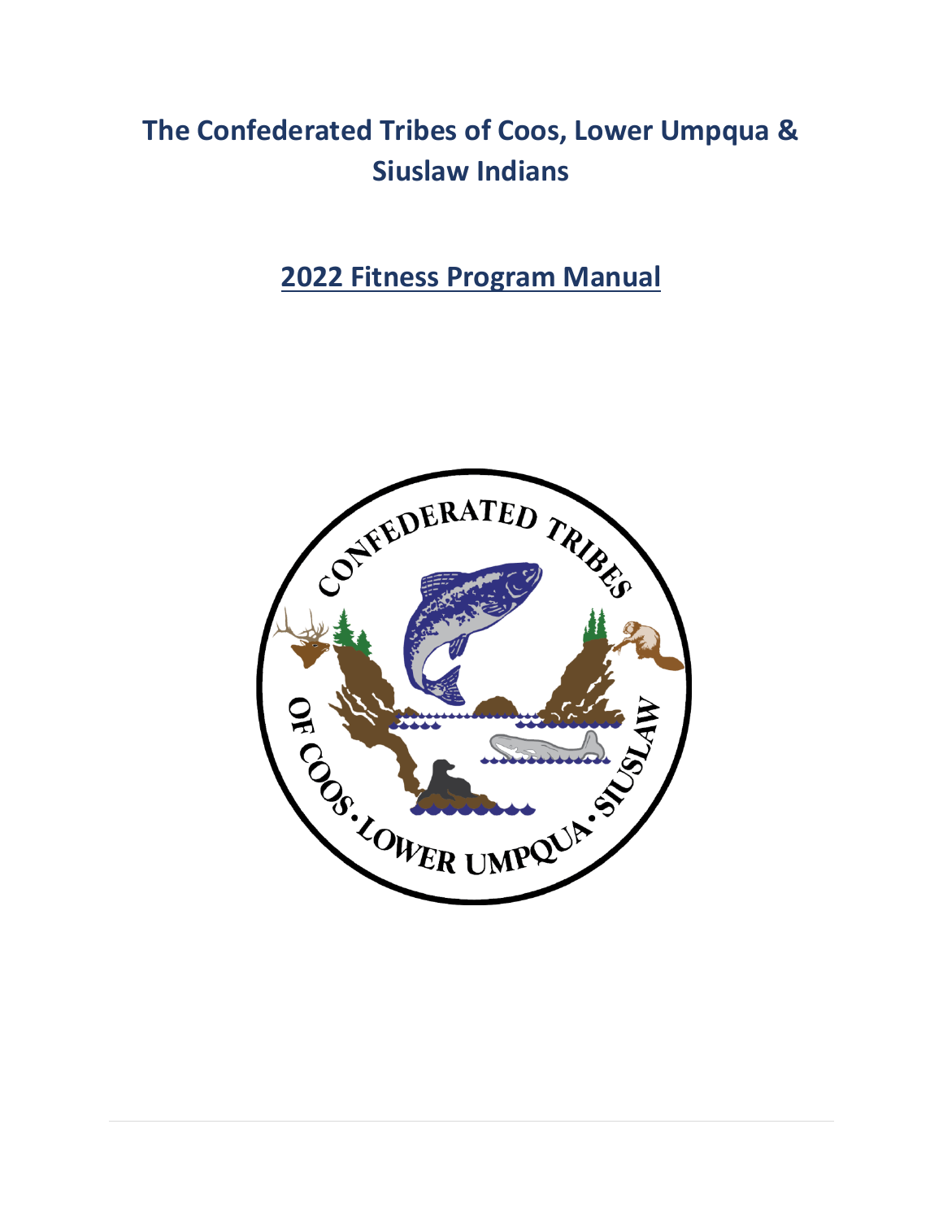# The Confederated Tribes of Coos, Lower Umpqua & Siuslaw Indians

## 2022 Fitness Program Manual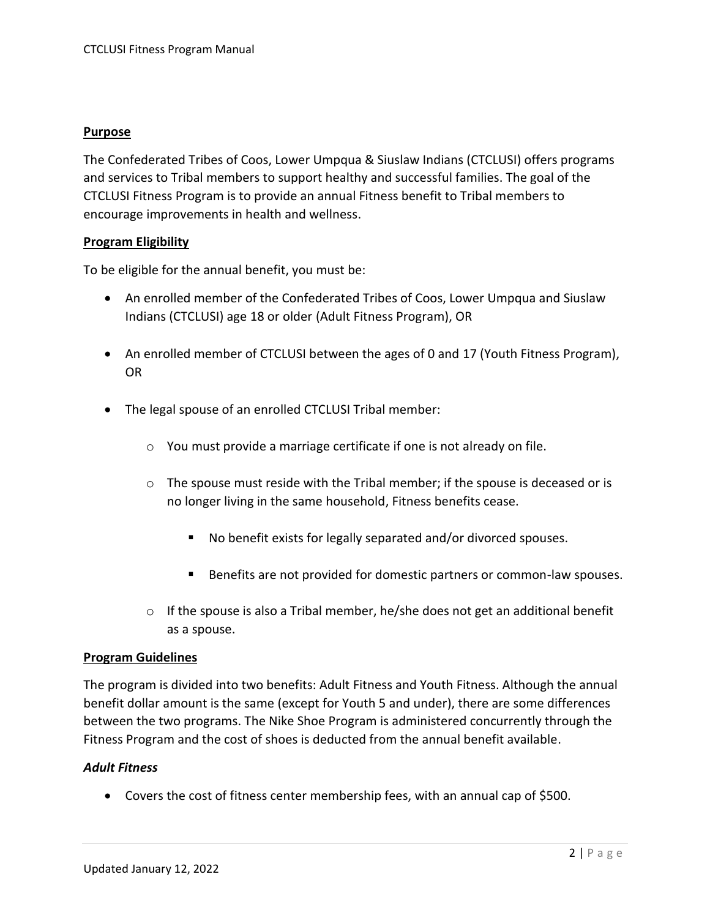**Purpose**

The Confederated Tribes of Coos, Lower Umpqua & Siuslaw Indians (CTCLUSI) offers programs and services to Tribal members to support healthy and successful families. The goal of the CTCLUSI Fitness Program is to provide an annual Fitness benefit to Tribal members to encourage improvements in health and wellness.

**Program Eligibility**

To be eligible for the annual benefit, you must be:

- An enrolled member of the Confederated Tribes of Coos, Lower Umpqua and Siuslaw Indians (CTCLUSI) age 18 or older (Adult Fitness Program), OR
- An enrolled member of CTCLUSI between the ages of 0 and 17 (Youth Fitness Program), OR
- The legal spouse of an enrolled CTCLUSI Tribal member:
    - You must provide a marriage certificate if one is not already on file.
    - The spouse must reside with the Tribal member; if the spouse is deceased or is no longer living in the same household, Fitness benefits cease.
        - No benefit exists for legally separated and/or divorced spouses.
        - Benefits are not provided for domestic partners or common-law spouses.
    - If the spouse is also a Tribal member, he/she does not get an additional benefit as a spouse.

**Program Guidelines**

The program is divided into two benefits: Adult Fitness and Youth Fitness. Although the annual benefit dollar amount is the same (except for Youth 5 and under), there are some differences between the two programs. The Nike Shoe Program is administered concurrently through the Fitness Program and the cost of shoes is deducted from the annual benefit available.

***Adult Fitness***

- Covers the cost of fitness center membership fees, with an annual cap of $500.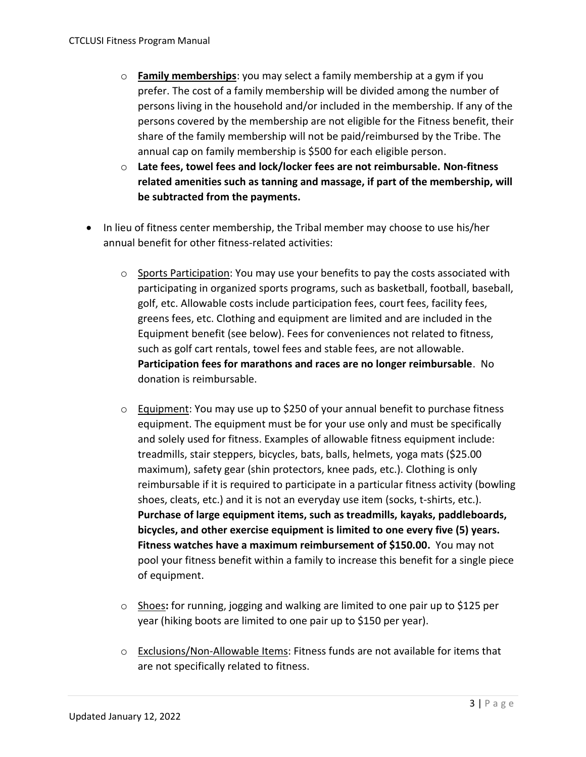- **Family memberships**: you may select a family membership at a gym if you prefer. The cost of a family membership will be divided among the number of persons living in the household and/or included in the membership. If any of the persons covered by the membership are not eligible for the Fitness benefit, their share of the family membership will not be paid/reimbursed by the Tribe. The annual cap on family membership is $500 for each eligible person.
- **Late fees, towel fees and lock/locker fees are not reimbursable. Non-fitness related amenities such as tanning and massage, if part of the membership, will be subtracted from the payments.**

- In lieu of fitness center membership, the Tribal member may choose to use his/her annual benefit for other fitness-related activities:

  - <u>Sports Participation</u>: You may use your benefits to pay the costs associated with participating in organized sports programs, such as basketball, football, baseball, golf, etc. Allowable costs include participation fees, court fees, facility fees, greens fees, etc. Clothing and equipment are limited and are included in the Equipment benefit (see below). Fees for conveniences not related to fitness, such as golf cart rentals, towel fees and stable fees, are not allowable. **Participation fees for marathons and races are no longer reimbursable**. No donation is reimbursable.

  - <u>Equipment</u>: You may use up to $250 of your annual benefit to purchase fitness equipment. The equipment must be for your use only and must be specifically and solely used for fitness. Examples of allowable fitness equipment include: treadmills, stair steppers, bicycles, bats, balls, helmets, yoga mats ($25.00 maximum), safety gear (shin protectors, knee pads, etc.). Clothing is only reimbursable if it is required to participate in a particular fitness activity (bowling shoes, cleats, etc.) and it is not an everyday use item (socks, t-shirts, etc.). **Purchase of large equipment items, such as treadmills, kayaks, paddleboards, bicycles, and other exercise equipment is limited to one every five (5) years. Fitness watches have a maximum reimbursement of $150.00.** You may not pool your fitness benefit within a family to increase this benefit for a single piece of equipment.

  - <u>Shoes</u>**:** for running, jogging and walking are limited to one pair up to $125 per year (hiking boots are limited to one pair up to $150 per year).

  - <u>Exclusions/Non-Allowable Items</u>: Fitness funds are not available for items that are not specifically related to fitness.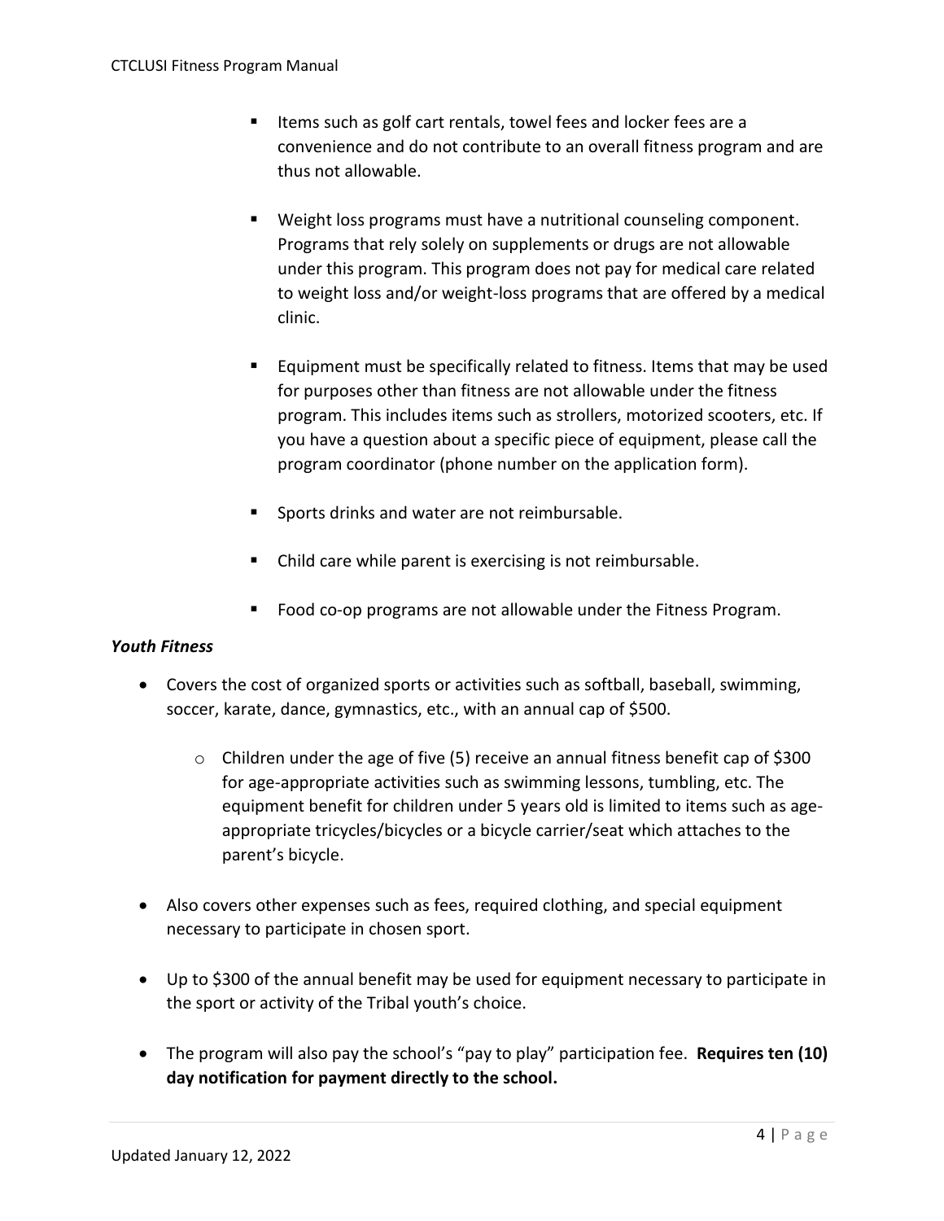- Items such as golf cart rentals, towel fees and locker fees are a convenience and do not contribute to an overall fitness program and are thus not allowable.

- Weight loss programs must have a nutritional counseling component. Programs that rely solely on supplements or drugs are not allowable under this program. This program does not pay for medical care related to weight loss and/or weight-loss programs that are offered by a medical clinic.

- Equipment must be specifically related to fitness. Items that may be used for purposes other than fitness are not allowable under the fitness program. This includes items such as strollers, motorized scooters, etc. If you have a question about a specific piece of equipment, please call the program coordinator (phone number on the application form).

- Sports drinks and water are not reimbursable.

- Child care while parent is exercising is not reimbursable.

- Food co-op programs are not allowable under the Fitness Program.

***Youth Fitness***

- Covers the cost of organized sports or activities such as softball, baseball, swimming, soccer, karate, dance, gymnastics, etc., with an annual cap of $500.
    - Children under the age of five (5) receive an annual fitness benefit cap of $300 for age-appropriate activities such as swimming lessons, tumbling, etc. The equipment benefit for children under 5 years old is limited to items such as age-appropriate tricycles/bicycles or a bicycle carrier/seat which attaches to the parent's bicycle.

- Also covers other expenses such as fees, required clothing, and special equipment necessary to participate in chosen sport.

- Up to $300 of the annual benefit may be used for equipment necessary to participate in the sport or activity of the Tribal youth's choice.

- The program will also pay the school's "pay to play" participation fee. **Requires ten (10) day notification for payment directly to the school.**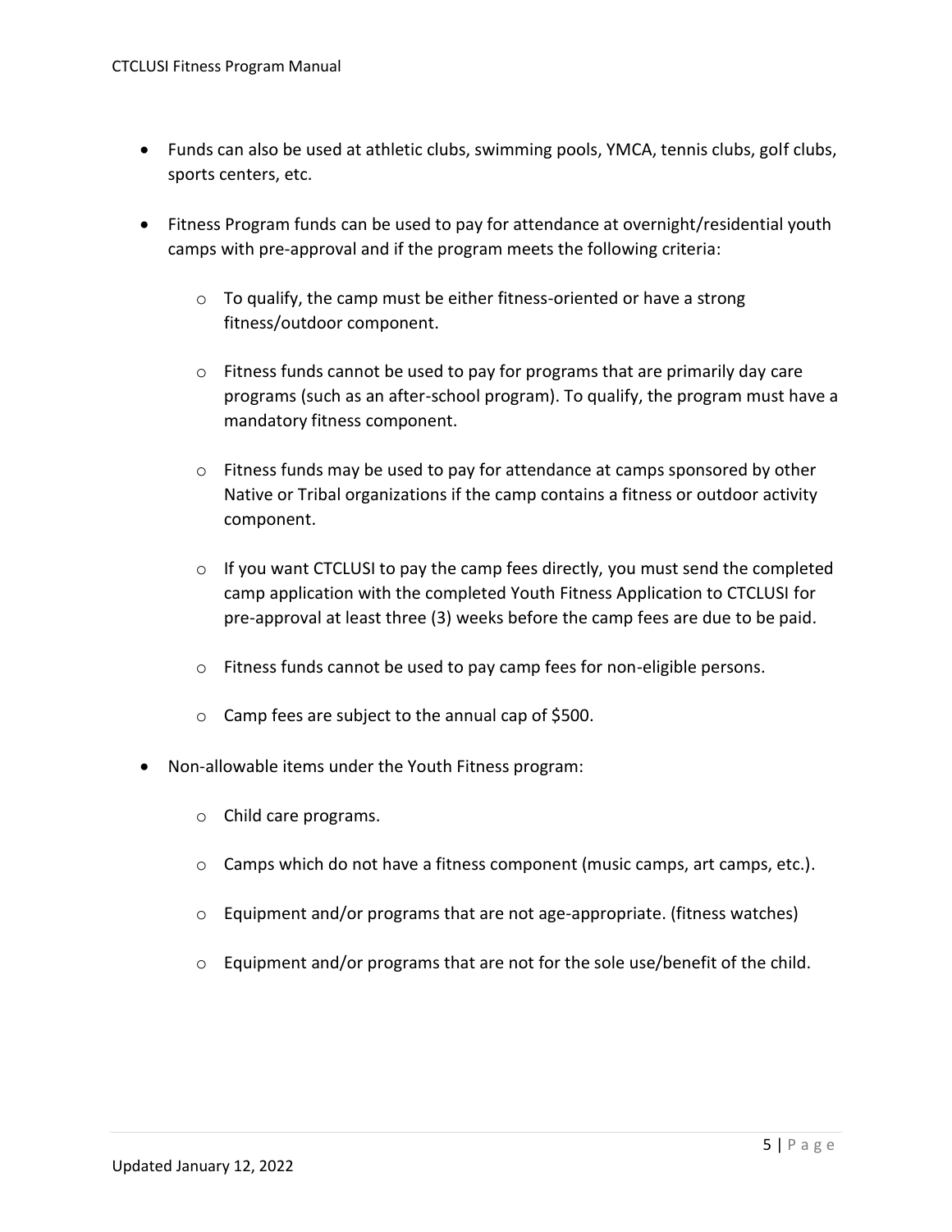- Funds can also be used at athletic clubs, swimming pools, YMCA, tennis clubs, golf clubs, sports centers, etc.
- Fitness Program funds can be used to pay for attendance at overnight/residential youth camps with pre-approval and if the program meets the following criteria:
  - To qualify, the camp must be either fitness-oriented or have a strong fitness/outdoor component.
  - Fitness funds cannot be used to pay for programs that are primarily day care programs (such as an after-school program). To qualify, the program must have a mandatory fitness component.
  - Fitness funds may be used to pay for attendance at camps sponsored by other Native or Tribal organizations if the camp contains a fitness or outdoor activity component.
  - If you want CTCLUSI to pay the camp fees directly, you must send the completed camp application with the completed Youth Fitness Application to CTCLUSI for pre-approval at least three (3) weeks before the camp fees are due to be paid.
  - Fitness funds cannot be used to pay camp fees for non-eligible persons.
  - Camp fees are subject to the annual cap of $500.
- Non-allowable items under the Youth Fitness program:
  - Child care programs.
  - Camps which do not have a fitness component (music camps, art camps, etc.).
  - Equipment and/or programs that are not age-appropriate. (fitness watches)
  - Equipment and/or programs that are not for the sole use/benefit of the child.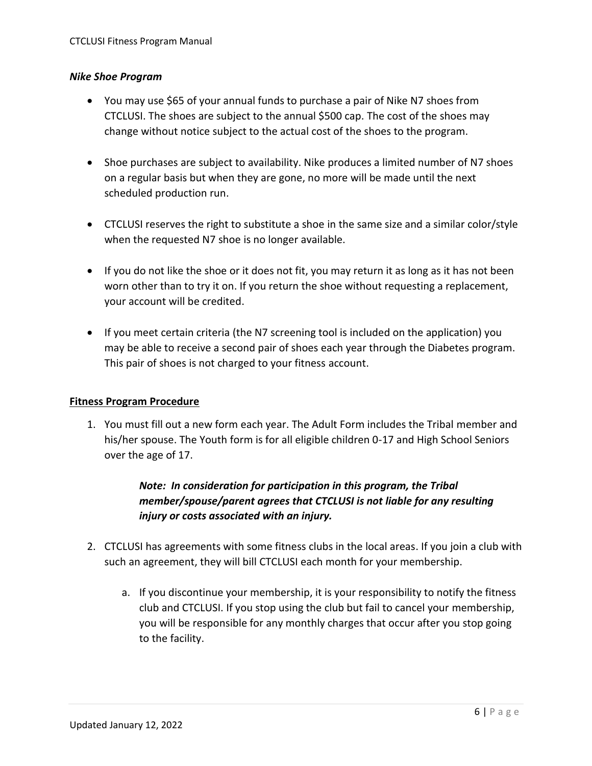### *Nike Shoe Program*

- You may use $65 of your annual funds to purchase a pair of Nike N7 shoes from CTCLUSI. The shoes are subject to the annual $500 cap. The cost of the shoes may change without notice subject to the actual cost of the shoes to the program.
- Shoe purchases are subject to availability. Nike produces a limited number of N7 shoes on a regular basis but when they are gone, no more will be made until the next scheduled production run.
- CTCLUSI reserves the right to substitute a shoe in the same size and a similar color/style when the requested N7 shoe is no longer available.
- If you do not like the shoe or it does not fit, you may return it as long as it has not been worn other than to try it on. If you return the shoe without requesting a replacement, your account will be credited.
- If you meet certain criteria (the N7 screening tool is included on the application) you may be able to receive a second pair of shoes each year through the Diabetes program. This pair of shoes is not charged to your fitness account.

## **Fitness Program Procedure**

1. You must fill out a new form each year. The Adult Form includes the Tribal member and his/her spouse. The Youth form is for all eligible children 0-17 and High School Seniors over the age of 17.

   ***Note: In consideration for participation in this program, the Tribal member/spouse/parent agrees that CTCLUSI is not liable for any resulting injury or costs associated with an injury.***

2. CTCLUSI has agreements with some fitness clubs in the local areas. If you join a club with such an agreement, they will bill CTCLUSI each month for your membership.

   a. If you discontinue your membership, it is your responsibility to notify the fitness club and CTCLUSI. If you stop using the club but fail to cancel your membership, you will be responsible for any monthly charges that occur after you stop going to the facility.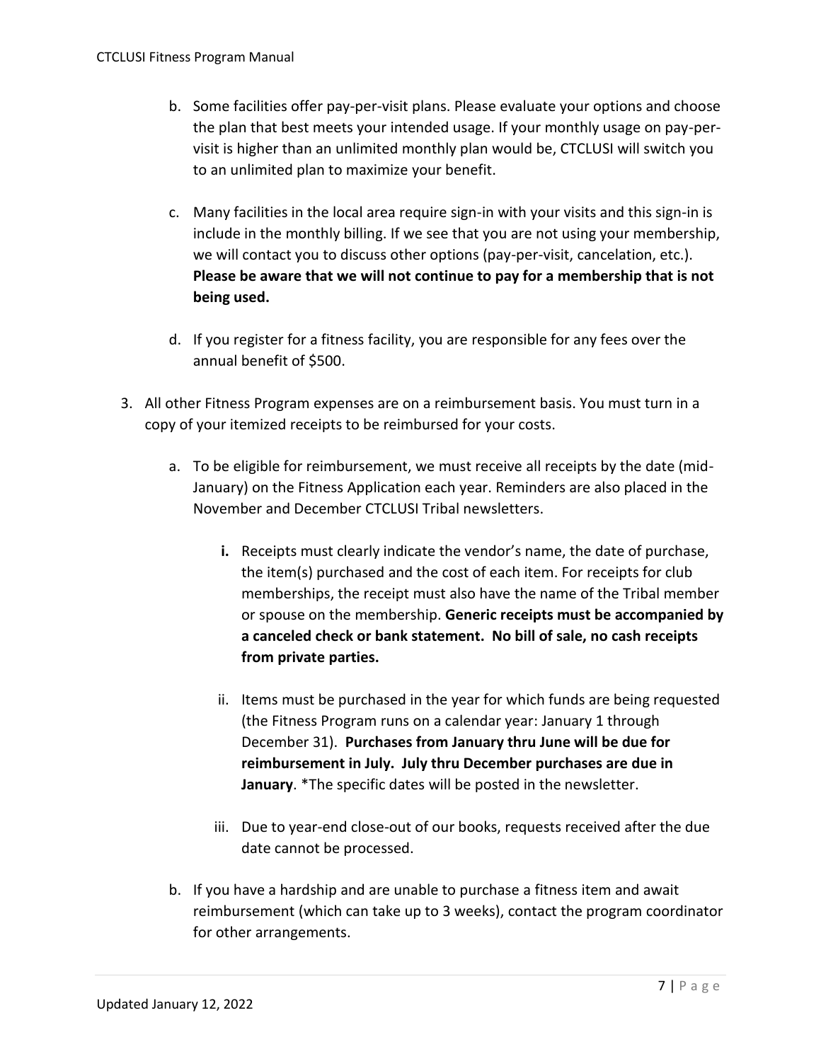b. Some facilities offer pay-per-visit plans. Please evaluate your options and choose the plan that best meets your intended usage. If your monthly usage on pay-per-visit is higher than an unlimited monthly plan would be, CTCLUSI will switch you to an unlimited plan to maximize your benefit.

c. Many facilities in the local area require sign-in with your visits and this sign-in is include in the monthly billing. If we see that you are not using your membership, we will contact you to discuss other options (pay-per-visit, cancelation, etc.). **Please be aware that we will not continue to pay for a membership that is not being used.**

d. If you register for a fitness facility, you are responsible for any fees over the annual benefit of $500.

3. All other Fitness Program expenses are on a reimbursement basis. You must turn in a copy of your itemized receipts to be reimbursed for your costs.

   a. To be eligible for reimbursement, we must receive all receipts by the date (mid-January) on the Fitness Application each year. Reminders are also placed in the November and December CTCLUSI Tribal newsletters.

      **i.** Receipts must clearly indicate the vendor's name, the date of purchase, the item(s) purchased and the cost of each item. For receipts for club memberships, the receipt must also have the name of the Tribal member or spouse on the membership. **Generic receipts must be accompanied by a canceled check or bank statement. No bill of sale, no cash receipts from private parties.**

      ii. Items must be purchased in the year for which funds are being requested (the Fitness Program runs on a calendar year: January 1 through December 31). **Purchases from January thru June will be due for reimbursement in July. July thru December purchases are due in January**. *The specific dates will be posted in the newsletter.

      iii. Due to year-end close-out of our books, requests received after the due date cannot be processed.

   b. If you have a hardship and are unable to purchase a fitness item and await reimbursement (which can take up to 3 weeks), contact the program coordinator for other arrangements.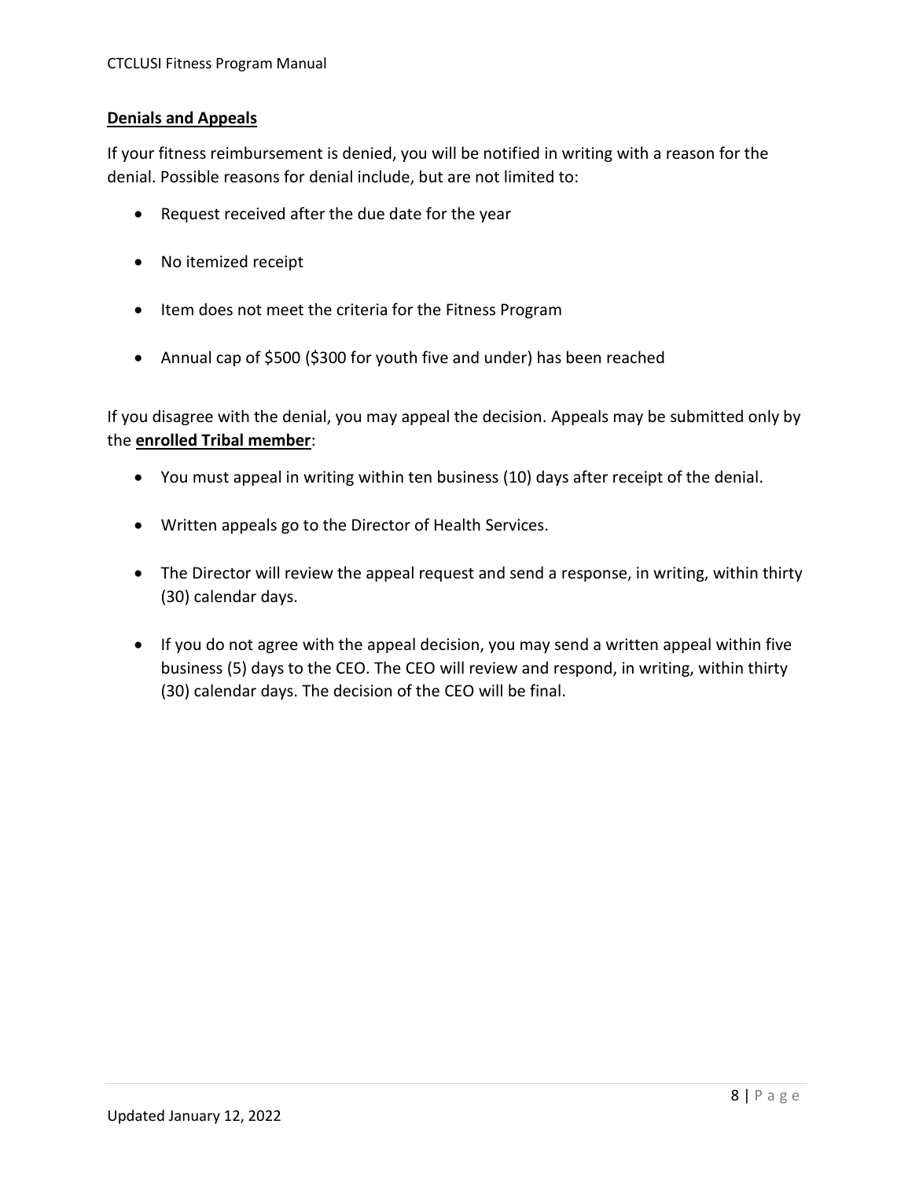**Denials and Appeals**

If your fitness reimbursement is denied, you will be notified in writing with a reason for the denial. Possible reasons for denial include, but are not limited to:

- Request received after the due date for the year
- No itemized receipt
- Item does not meet the criteria for the Fitness Program
- Annual cap of $500 ($300 for youth five and under) has been reached

If you disagree with the denial, you may appeal the decision. Appeals may be submitted only by the **enrolled Tribal member**:

- You must appeal in writing within ten business (10) days after receipt of the denial.
- Written appeals go to the Director of Health Services.
- The Director will review the appeal request and send a response, in writing, within thirty (30) calendar days.
- If you do not agree with the appeal decision, you may send a written appeal within five business (5) days to the CEO. The CEO will review and respond, in writing, within thirty (30) calendar days. The decision of the CEO will be final.